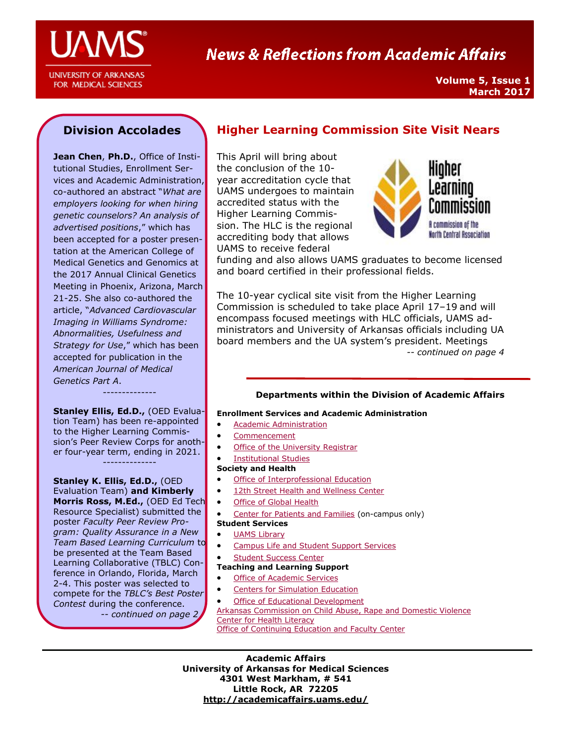# News & Reflections from Academic Affairs

**Volume 5, Issue 1**
**March 2017**

UAMS
UNIVERSITY OF ARKANSAS FOR MEDICAL SCIENCES

## Division Accolades

**Jean Chen**, **Ph.D.**, Office of Institutional Studies, Enrollment Services and Academic Administration, co-authored an abstract "*What are employers looking for when hiring genetic counselors? An analysis of advertised positions*," which has been accepted for a poster presentation at the American College of Medical Genetics and Genomics at the 2017 Annual Clinical Genetics Meeting in Phoenix, Arizona, March 21-25. She also co-authored the article, "*Advanced Cardiovascular Imaging in Williams Syndrome: Abnormalities, Usefulness and Strategy for Use*," which has been accepted for publication in the *American Journal of Medical Genetics Part A*.

--------------

**Stanley Ellis, Ed.D.,** (OED Evaluation Team) has been re-appointed to the Higher Learning Commission's Peer Review Corps for another four-year term, ending in 2021.

--------------

**Stanley K. Ellis, Ed.D.,** (OED Evaluation Team) **and Kimberly Morris Ross, M.Ed.,** (OED Ed Tech Resource Specialist) submitted the poster *Faculty Peer Review Program: Quality Assurance in a New Team Based Learning Curriculum* to be presented at the Team Based Learning Collaborative (TBLC) Conference in Orlando, Florida, March 2-4. This poster was selected to compete for the *TBLC's Best Poster Contest* during the conference.

*-- continued on page 2*

## Higher Learning Commission Site Visit Nears

This April will bring about the conclusion of the 10-year accreditation cycle that UAMS undergoes to maintain accredited status with the Higher Learning Commission. The HLC is the regional accrediting body that allows UAMS to receive federal funding and also allows UAMS graduates to become licensed and board certified in their professional fields.

The 10-year cyclical site visit from the Higher Learning Commission is scheduled to take place April 17–19 and will encompass focused meetings with HLC officials, UAMS administrators and University of Arkansas officials including UA board members and the UA system's president. Meetings

*-- continued on page 4*

**Departments within the Division of Academic Affairs**

**Enrollment Services and Academic Administration**

- Academic Administration
- Commencement
- Office of the University Registrar
- Institutional Studies

**Society and Health**

- Office of Interprofessional Education
- 12th Street Health and Wellness Center
- Office of Global Health
- Center for Patients and Families (on-campus only)

**Student Services**

- UAMS Library
- Campus Life and Student Support Services
- Student Success Center

**Teaching and Learning Support**

- Office of Academic Services
- Centers for Simulation Education
- Office of Educational Development

Arkansas Commission on Child Abuse, Rape and Domestic Violence
Center for Health Literacy
Office of Continuing Education and Faculty Center

**Academic Affairs**
**University of Arkansas for Medical Sciences**
**4301 West Markham, # 541**
**Little Rock, AR 72205**
**http://academicaffairs.uams.edu/**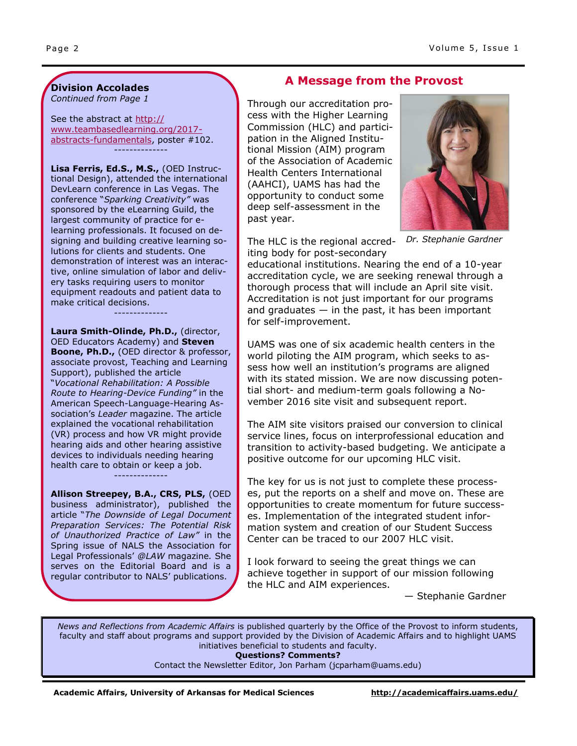## Division Accolades

*Continued from Page 1*

See the abstract at http://www.teambasedlearning.org/2017-abstracts-fundamentals, poster #102.

--------------

**Lisa Ferris, Ed.S., M.S.,** (OED Instructional Design), attended the international DevLearn conference in Las Vegas. The conference "*Sparking Creativity"* was sponsored by the eLearning Guild, the largest community of practice for e-learning professionals. It focused on designing and building creative learning solutions for clients and students. One demonstration of interest was an interactive, online simulation of labor and delivery tasks requiring users to monitor equipment readouts and patient data to make critical decisions.

--------------

**Laura Smith-Olinde, Ph.D.,** (director, OED Educators Academy) and **Steven Boone, Ph.D.,** (OED director & professor, associate provost, Teaching and Learning Support), published the article "*Vocational Rehabilitation: A Possible Route to Hearing-Device Funding"* in the American Speech-Language-Hearing Association's *Leader* magazine. The article explained the vocational rehabilitation (VR) process and how VR might provide hearing aids and other hearing assistive devices to individuals needing hearing health care to obtain or keep a job.

--------------

**Allison Streepey, B.A., CRS, PLS,** (OED business administrator), published the article "*The Downside of Legal Document Preparation Services: The Potential Risk of Unauthorized Practice of Law"* in the Spring issue of NALS the Association for Legal Professionals' *@LAW* magazine. She serves on the Editorial Board and is a regular contributor to NALS' publications.

## A Message from the Provost

Through our accreditation process with the Higher Learning Commission (HLC) and participation in the Aligned Institutional Mission (AIM) program of the Association of Academic Health Centers International (AAHCI), UAMS has had the opportunity to conduct some deep self-assessment in the past year.

*Dr. Stephanie Gardner*

The HLC is the regional accrediting body for post-secondary educational institutions. Nearing the end of a 10-year accreditation cycle, we are seeking renewal through a thorough process that will include an April site visit. Accreditation is not just important for our programs and graduates — in the past, it has been important for self-improvement.

UAMS was one of six academic health centers in the world piloting the AIM program, which seeks to assess how well an institution's programs are aligned with its stated mission. We are now discussing potential short- and medium-term goals following a November 2016 site visit and subsequent report.

The AIM site visitors praised our conversion to clinical service lines, focus on interprofessional education and transition to activity-based budgeting. We anticipate a positive outcome for our upcoming HLC visit.

The key for us is not just to complete these processes, put the reports on a shelf and move on. These are opportunities to create momentum for future successes. Implementation of the integrated student information system and creation of our Student Success Center can be traced to our 2007 HLC visit.

I look forward to seeing the great things we can achieve together in support of our mission following the HLC and AIM experiences.

— Stephanie Gardner

*News and Reflections from Academic Affairs* is published quarterly by the Office of the Provost to inform students, faculty and staff about programs and support provided by the Division of Academic Affairs and to highlight UAMS initiatives beneficial to students and faculty.

**Questions? Comments?**

Contact the Newsletter Editor, Jon Parham (jcparham@uams.edu)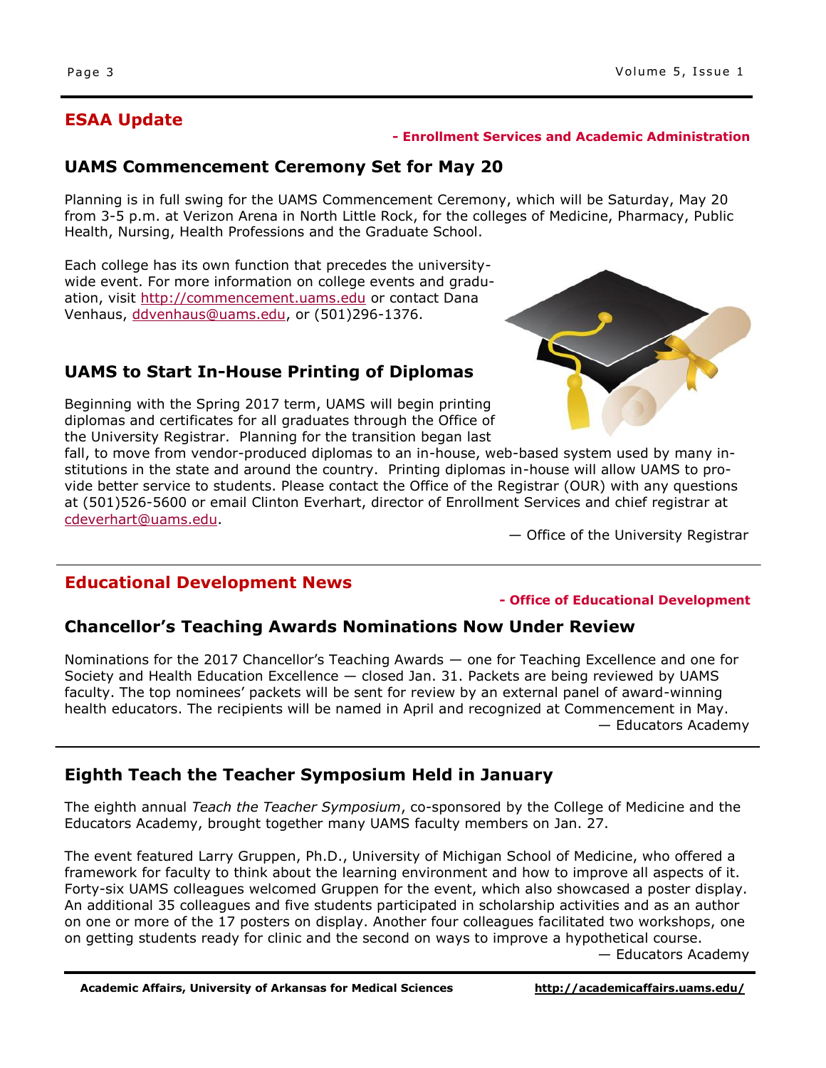## ESAA Update

**- Enrollment Services and Academic Administration**

### UAMS Commencement Ceremony Set for May 20

Planning is in full swing for the UAMS Commencement Ceremony, which will be Saturday, May 20 from 3-5 p.m. at Verizon Arena in North Little Rock, for the colleges of Medicine, Pharmacy, Public Health, Nursing, Health Professions and the Graduate School.

Each college has its own function that precedes the university-wide event. For more information on college events and graduation, visit http://commencement.uams.edu or contact Dana Venhaus, ddvenhaus@uams.edu, or (501)296-1376.

### UAMS to Start In-House Printing of Diplomas

Beginning with the Spring 2017 term, UAMS will begin printing diplomas and certificates for all graduates through the Office of the University Registrar. Planning for the transition began last fall, to move from vendor-produced diplomas to an in-house, web-based system used by many institutions in the state and around the country. Printing diplomas in-house will allow UAMS to provide better service to students. Please contact the Office of the Registrar (OUR) with any questions at (501)526-5600 or email Clinton Everhart, director of Enrollment Services and chief registrar at cdeverhart@uams.edu.

— Office of the University Registrar

## Educational Development News

**- Office of Educational Development**

### Chancellor's Teaching Awards Nominations Now Under Review

Nominations for the 2017 Chancellor's Teaching Awards — one for Teaching Excellence and one for Society and Health Education Excellence — closed Jan. 31. Packets are being reviewed by UAMS faculty. The top nominees' packets will be sent for review by an external panel of award-winning health educators. The recipients will be named in April and recognized at Commencement in May.

— Educators Academy

### Eighth Teach the Teacher Symposium Held in January

The eighth annual *Teach the Teacher Symposium*, co-sponsored by the College of Medicine and the Educators Academy, brought together many UAMS faculty members on Jan. 27.

The event featured Larry Gruppen, Ph.D., University of Michigan School of Medicine, who offered a framework for faculty to think about the learning environment and how to improve all aspects of it. Forty-six UAMS colleagues welcomed Gruppen for the event, which also showcased a poster display. An additional 35 colleagues and five students participated in scholarship activities and as an author on one or more of the 17 posters on display. Another four colleagues facilitated two workshops, one on getting students ready for clinic and the second on ways to improve a hypothetical course.

— Educators Academy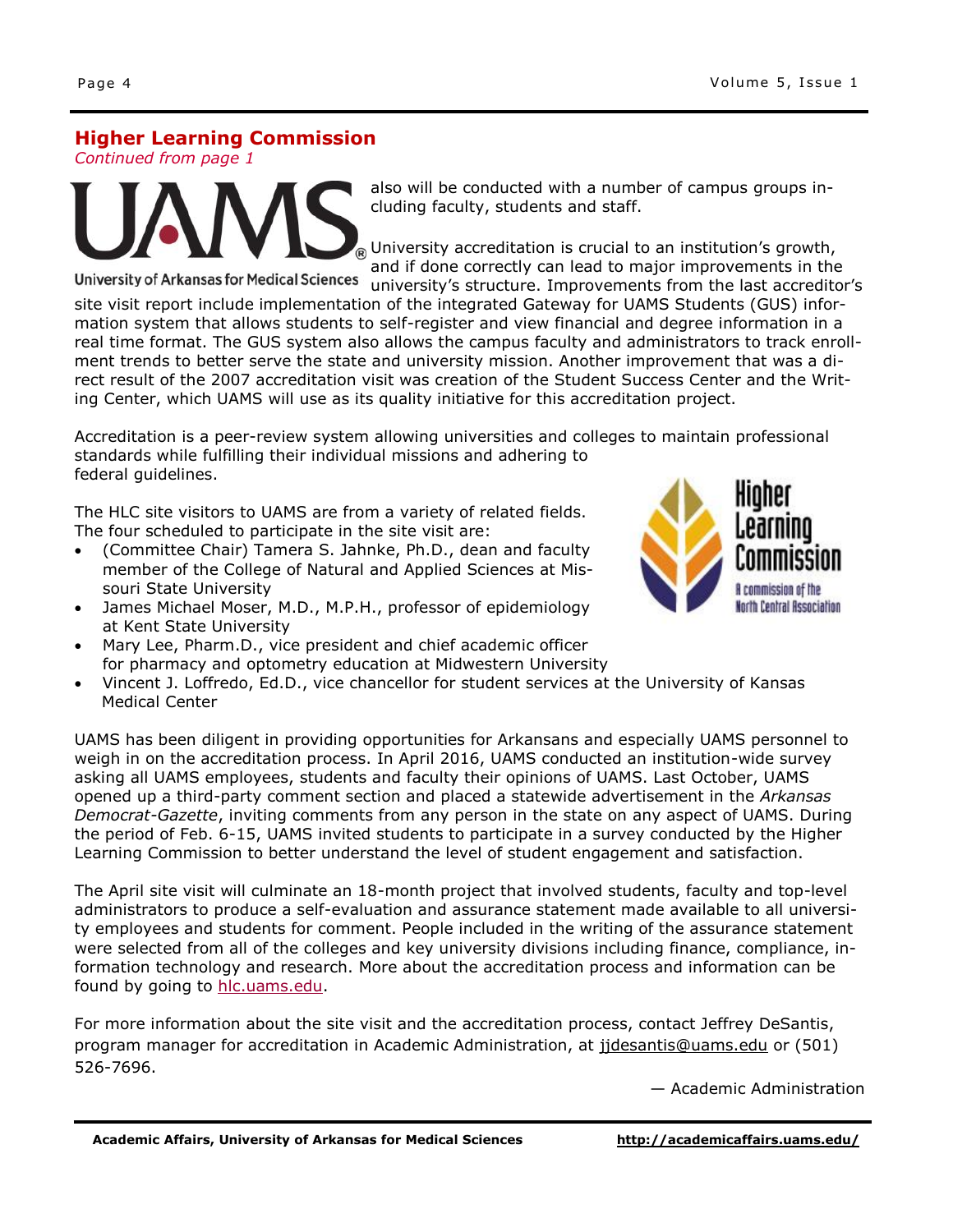## Higher Learning Commission

*Continued from page 1*

also will be conducted with a number of campus groups including faculty, students and staff.

University accreditation is crucial to an institution's growth, and if done correctly can lead to major improvements in the university's structure. Improvements from the last accreditor's site visit report include implementation of the integrated Gateway for UAMS Students (GUS) information system that allows students to self-register and view financial and degree information in a real time format. The GUS system also allows the campus faculty and administrators to track enrollment trends to better serve the state and university mission. Another improvement that was a direct result of the 2007 accreditation visit was creation of the Student Success Center and the Writing Center, which UAMS will use as its quality initiative for this accreditation project.

Accreditation is a peer-review system allowing universities and colleges to maintain professional standards while fulfilling their individual missions and adhering to federal guidelines.

The HLC site visitors to UAMS are from a variety of related fields. The four scheduled to participate in the site visit are:

- (Committee Chair) Tamera S. Jahnke, Ph.D., dean and faculty member of the College of Natural and Applied Sciences at Missouri State University
- James Michael Moser, M.D., M.P.H., professor of epidemiology at Kent State University
- Mary Lee, Pharm.D., vice president and chief academic officer for pharmacy and optometry education at Midwestern University
- Vincent J. Loffredo, Ed.D., vice chancellor for student services at the University of Kansas Medical Center

UAMS has been diligent in providing opportunities for Arkansans and especially UAMS personnel to weigh in on the accreditation process. In April 2016, UAMS conducted an institution-wide survey asking all UAMS employees, students and faculty their opinions of UAMS. Last October, UAMS opened up a third-party comment section and placed a statewide advertisement in the *Arkansas Democrat-Gazette*, inviting comments from any person in the state on any aspect of UAMS. During the period of Feb. 6-15, UAMS invited students to participate in a survey conducted by the Higher Learning Commission to better understand the level of student engagement and satisfaction.

The April site visit will culminate an 18-month project that involved students, faculty and top-level administrators to produce a self-evaluation and assurance statement made available to all university employees and students for comment. People included in the writing of the assurance statement were selected from all of the colleges and key university divisions including finance, compliance, information technology and research. More about the accreditation process and information can be found by going to hlc.uams.edu.

For more information about the site visit and the accreditation process, contact Jeffrey DeSantis, program manager for accreditation in Academic Administration, at jjdesantis@uams.edu or (501) 526-7696.

— Academic Administration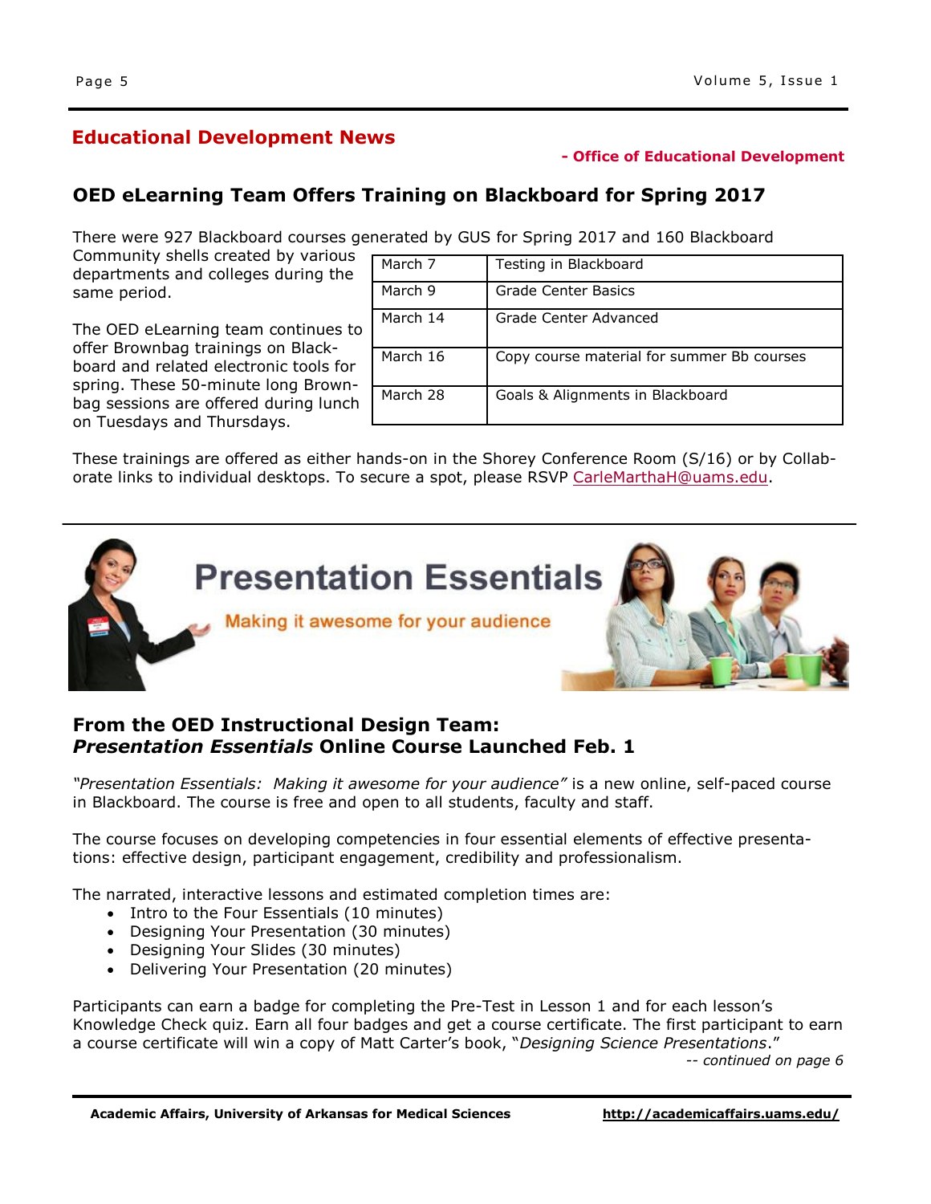## Educational Development News

**- Office of Educational Development**

### OED eLearning Team Offers Training on Blackboard for Spring 2017

There were 927 Blackboard courses generated by GUS for Spring 2017 and 160 Blackboard Community shells created by various departments and colleges during the same period.

The OED eLearning team continues to offer Brownbag trainings on Blackboard and related electronic tools for spring. These 50-minute long Brownbag sessions are offered during lunch on Tuesdays and Thursdays.

| | |
|---|---|
| March 7 | Testing in Blackboard |
| March 9 | Grade Center Basics |
| March 14 | Grade Center Advanced |
| March 16 | Copy course material for summer Bb courses |
| March 28 | Goals & Alignments in Blackboard |

These trainings are offered as either hands-on in the Shorey Conference Room (S/16) or by Collaborate links to individual desktops. To secure a spot, please RSVP CarleMarthaH@uams.edu.

Presentation Essentials

Making it awesome for your audience

### From the OED Instructional Design Team: *Presentation Essentials* Online Course Launched Feb. 1

*"Presentation Essentials: Making it awesome for your audience"* is a new online, self-paced course in Blackboard. The course is free and open to all students, faculty and staff.

The course focuses on developing competencies in four essential elements of effective presentations: effective design, participant engagement, credibility and professionalism.

The narrated, interactive lessons and estimated completion times are:

- Intro to the Four Essentials (10 minutes)
- Designing Your Presentation (30 minutes)
- Designing Your Slides (30 minutes)
- Delivering Your Presentation (20 minutes)

Participants can earn a badge for completing the Pre-Test in Lesson 1 and for each lesson's Knowledge Check quiz. Earn all four badges and get a course certificate. The first participant to earn a course certificate will win a copy of Matt Carter's book, "*Designing Science Presentations*."

*-- continued on page 6*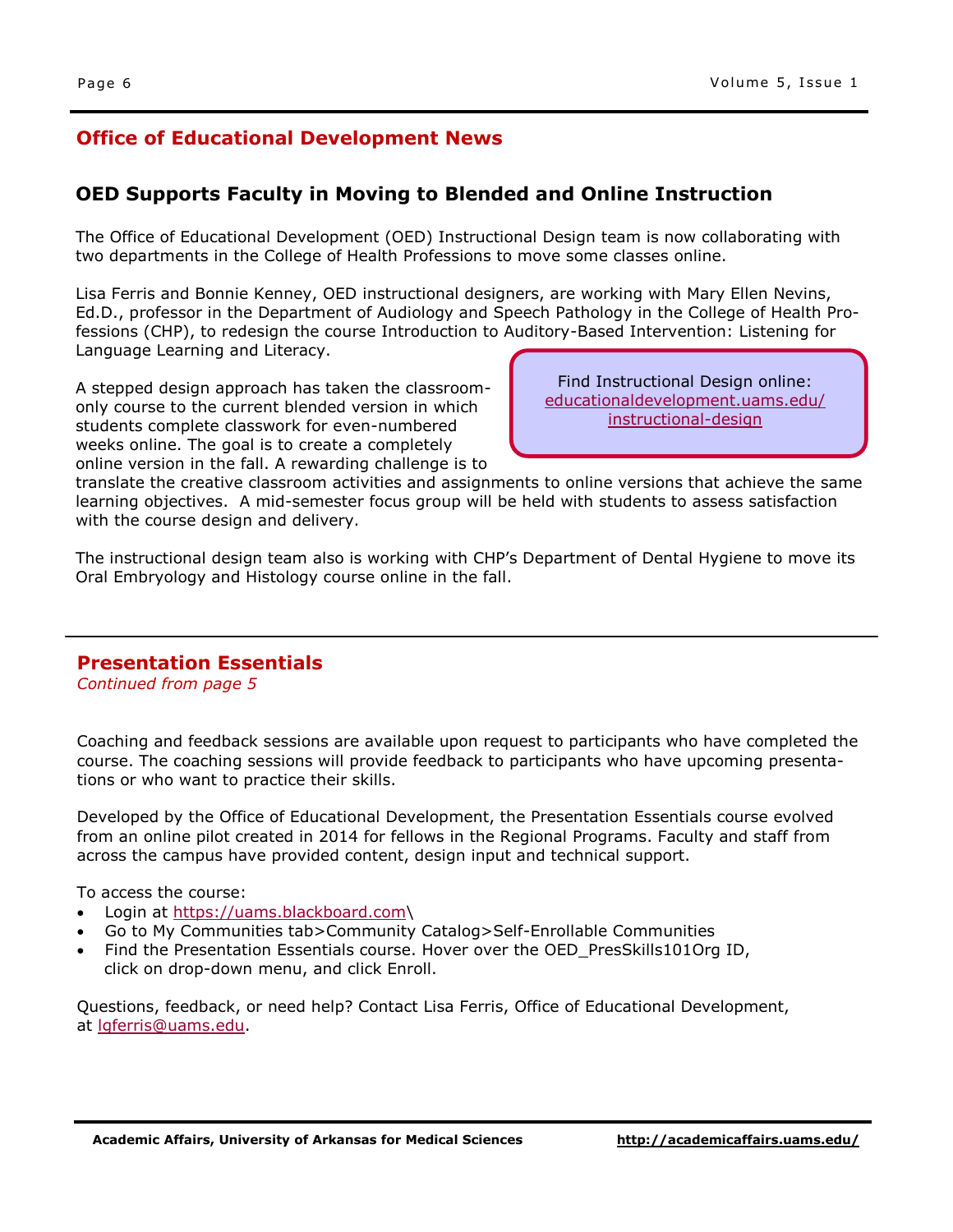## Office of Educational Development News

### OED Supports Faculty in Moving to Blended and Online Instruction

The Office of Educational Development (OED) Instructional Design team is now collaborating with two departments in the College of Health Professions to move some classes online.

Lisa Ferris and Bonnie Kenney, OED instructional designers, are working with Mary Ellen Nevins, Ed.D., professor in the Department of Audiology and Speech Pathology in the College of Health Professions (CHP), to redesign the course Introduction to Auditory-Based Intervention: Listening for Language Learning and Literacy.

Find Instructional Design online: educationaldevelopment.uams.edu/instructional-design

A stepped design approach has taken the classroom-only course to the current blended version in which students complete classwork for even-numbered weeks online. The goal is to create a completely online version in the fall. A rewarding challenge is to translate the creative classroom activities and assignments to online versions that achieve the same learning objectives. A mid-semester focus group will be held with students to assess satisfaction with the course design and delivery.

The instructional design team also is working with CHP's Department of Dental Hygiene to move its Oral Embryology and Histology course online in the fall.

---

## Presentation Essentials

*Continued from page 5*

Coaching and feedback sessions are available upon request to participants who have completed the course. The coaching sessions will provide feedback to participants who have upcoming presentations or who want to practice their skills.

Developed by the Office of Educational Development, the Presentation Essentials course evolved from an online pilot created in 2014 for fellows in the Regional Programs. Faculty and staff from across the campus have provided content, design input and technical support.

To access the course:

- Login at https://uams.blackboard.com\
- Go to My Communities tab>Community Catalog>Self-Enrollable Communities
- Find the Presentation Essentials course. Hover over the OED_PresSkills101Org ID, click on drop-down menu, and click Enroll.

Questions, feedback, or need help? Contact Lisa Ferris, Office of Educational Development, at lgferris@uams.edu.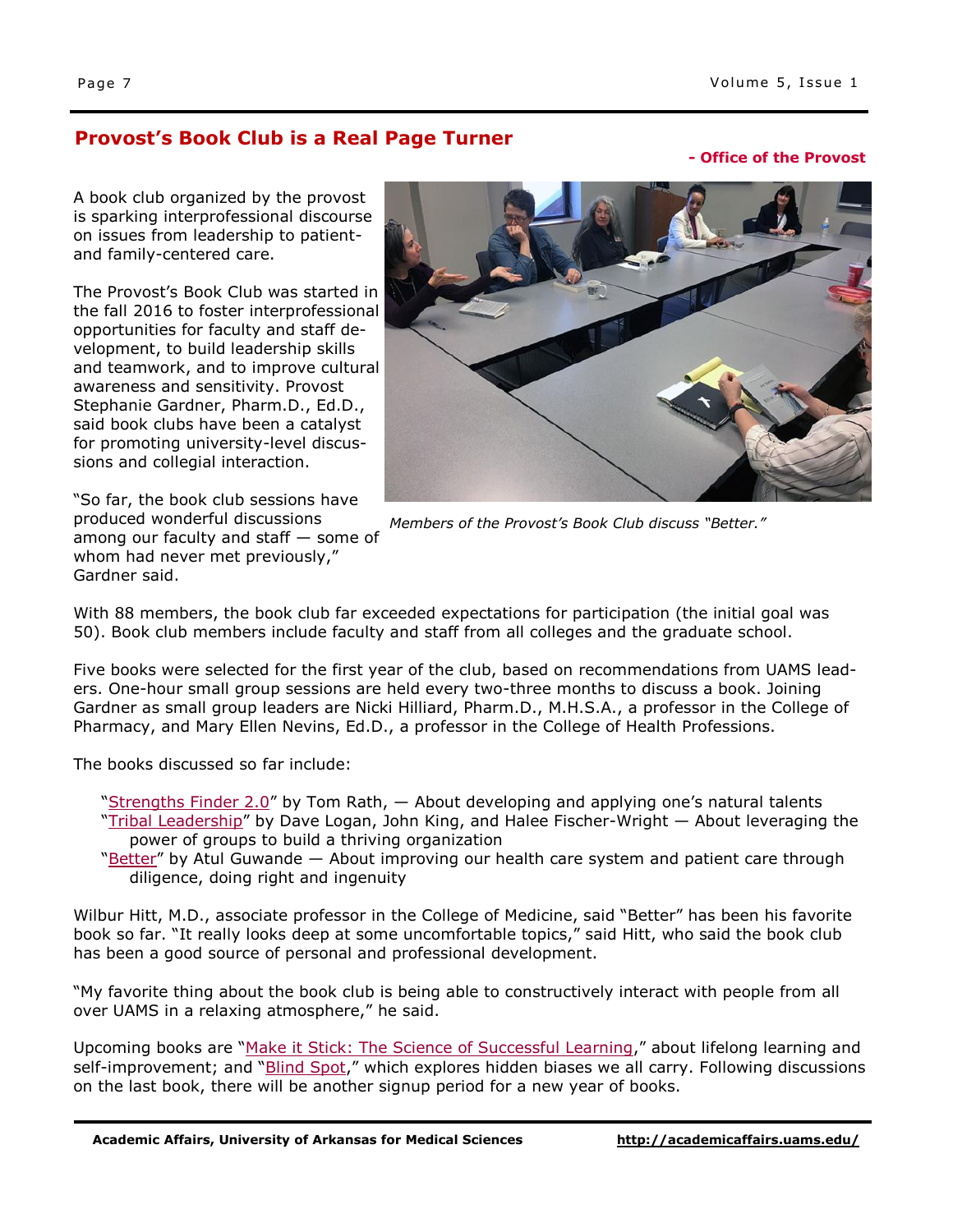## Provost's Book Club is a Real Page Turner

**- Office of the Provost**

A book club organized by the provost is sparking interprofessional discourse on issues from leadership to patient- and family-centered care.

The Provost's Book Club was started in the fall 2016 to foster interprofessional opportunities for faculty and staff development, to build leadership skills and teamwork, and to improve cultural awareness and sensitivity. Provost Stephanie Gardner, Pharm.D., Ed.D., said book clubs have been a catalyst for promoting university-level discussions and collegial interaction.

"So far, the book club sessions have produced wonderful discussions among our faculty and staff — some of whom had never met previously," Gardner said.

*Members of the Provost's Book Club discuss "Better."*

With 88 members, the book club far exceeded expectations for participation (the initial goal was 50). Book club members include faculty and staff from all colleges and the graduate school.

Five books were selected for the first year of the club, based on recommendations from UAMS leaders. One-hour small group sessions are held every two-three months to discuss a book. Joining Gardner as small group leaders are Nicki Hilliard, Pharm.D., M.H.S.A., a professor in the College of Pharmacy, and Mary Ellen Nevins, Ed.D., a professor in the College of Health Professions.

The books discussed so far include:

- "Strengths Finder 2.0" by Tom Rath, — About developing and applying one's natural talents
- "Tribal Leadership" by Dave Logan, John King, and Halee Fischer-Wright — About leveraging the power of groups to build a thriving organization
- "Better" by Atul Guwande — About improving our health care system and patient care through diligence, doing right and ingenuity

Wilbur Hitt, M.D., associate professor in the College of Medicine, said "Better" has been his favorite book so far. "It really looks deep at some uncomfortable topics," said Hitt, who said the book club has been a good source of personal and professional development.

"My favorite thing about the book club is being able to constructively interact with people from all over UAMS in a relaxing atmosphere," he said.

Upcoming books are "Make it Stick: The Science of Successful Learning," about lifelong learning and self-improvement; and "Blind Spot," which explores hidden biases we all carry. Following discussions on the last book, there will be another signup period for a new year of books.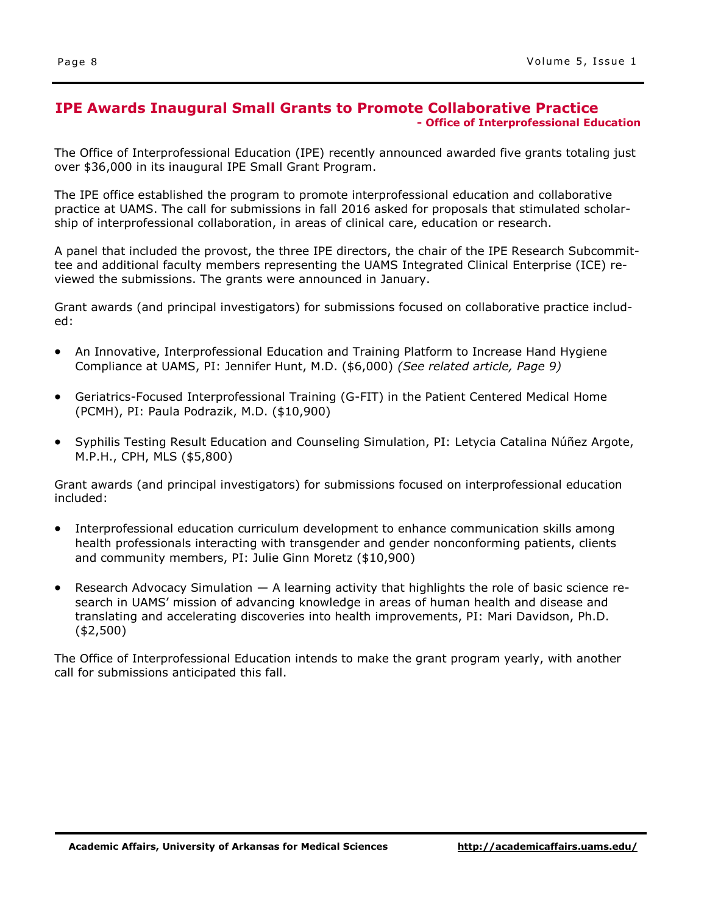## IPE Awards Inaugural Small Grants to Promote Collaborative Practice

**- Office of Interprofessional Education**

The Office of Interprofessional Education (IPE) recently announced awarded five grants totaling just over $36,000 in its inaugural IPE Small Grant Program.

The IPE office established the program to promote interprofessional education and collaborative practice at UAMS. The call for submissions in fall 2016 asked for proposals that stimulated scholarship of interprofessional collaboration, in areas of clinical care, education or research.

A panel that included the provost, the three IPE directors, the chair of the IPE Research Subcommittee and additional faculty members representing the UAMS Integrated Clinical Enterprise (ICE) reviewed the submissions. The grants were announced in January.

Grant awards (and principal investigators) for submissions focused on collaborative practice included:

- An Innovative, Interprofessional Education and Training Platform to Increase Hand Hygiene Compliance at UAMS, PI: Jennifer Hunt, M.D. ($6,000) *(See related article, Page 9)*
- Geriatrics-Focused Interprofessional Training (G-FIT) in the Patient Centered Medical Home (PCMH), PI: Paula Podrazik, M.D. ($10,900)
- Syphilis Testing Result Education and Counseling Simulation, PI: Letycia Catalina Núñez Argote, M.P.H., CPH, MLS ($5,800)

Grant awards (and principal investigators) for submissions focused on interprofessional education included:

- Interprofessional education curriculum development to enhance communication skills among health professionals interacting with transgender and gender nonconforming patients, clients and community members, PI: Julie Ginn Moretz ($10,900)
- Research Advocacy Simulation — A learning activity that highlights the role of basic science research in UAMS' mission of advancing knowledge in areas of human health and disease and translating and accelerating discoveries into health improvements, PI: Mari Davidson, Ph.D. ($2,500)

The Office of Interprofessional Education intends to make the grant program yearly, with another call for submissions anticipated this fall.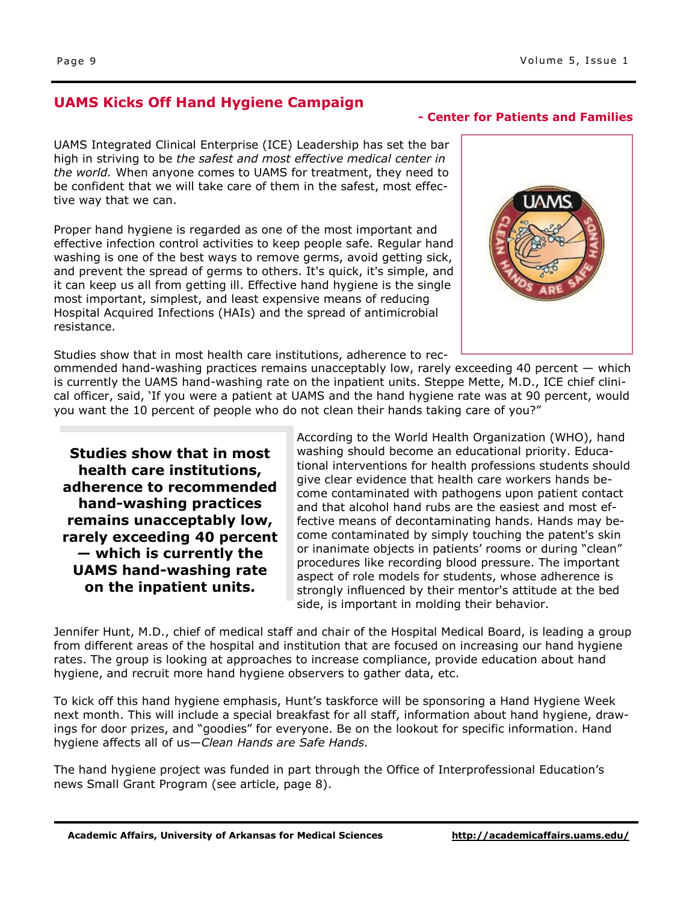## UAMS Kicks Off Hand Hygiene Campaign

**- Center for Patients and Families**

UAMS Integrated Clinical Enterprise (ICE) Leadership has set the bar high in striving to be *the safest and most effective medical center in the world.* When anyone comes to UAMS for treatment, they need to be confident that we will take care of them in the safest, most effective way that we can.

Proper hand hygiene is regarded as one of the most important and effective infection control activities to keep people safe. Regular hand washing is one of the best ways to remove germs, avoid getting sick, and prevent the spread of germs to others. It's quick, it's simple, and it can keep us all from getting ill. Effective hand hygiene is the single most important, simplest, and least expensive means of reducing Hospital Acquired Infections (HAIs) and the spread of antimicrobial resistance.

Studies show that in most health care institutions, adherence to recommended hand-washing practices remains unacceptably low, rarely exceeding 40 percent — which is currently the UAMS hand-washing rate on the inpatient units. Steppe Mette, M.D., ICE chief clinical officer, said, 'If you were a patient at UAMS and the hand hygiene rate was at 90 percent, would you want the 10 percent of people who do not clean their hands taking care of you?"

**Studies show that in most health care institutions, adherence to recommended hand-washing practices remains unacceptably low, rarely exceeding 40 percent — which is currently the UAMS hand-washing rate on the inpatient units.**

According to the World Health Organization (WHO), hand washing should become an educational priority. Educational interventions for health professions students should give clear evidence that health care workers hands become contaminated with pathogens upon patient contact and that alcohol hand rubs are the easiest and most effective means of decontaminating hands. Hands may become contaminated by simply touching the patent's skin or inanimate objects in patients' rooms or during "clean" procedures like recording blood pressure. The important aspect of role models for students, whose adherence is strongly influenced by their mentor's attitude at the bed side, is important in molding their behavior.

Jennifer Hunt, M.D., chief of medical staff and chair of the Hospital Medical Board, is leading a group from different areas of the hospital and institution that are focused on increasing our hand hygiene rates. The group is looking at approaches to increase compliance, provide education about hand hygiene, and recruit more hand hygiene observers to gather data, etc.

To kick off this hand hygiene emphasis, Hunt's taskforce will be sponsoring a Hand Hygiene Week next month. This will include a special breakfast for all staff, information about hand hygiene, drawings for door prizes, and "goodies" for everyone. Be on the lookout for specific information. Hand hygiene affects all of us—*Clean Hands are Safe Hands.*

The hand hygiene project was funded in part through the Office of Interprofessional Education's news Small Grant Program (see article, page 8).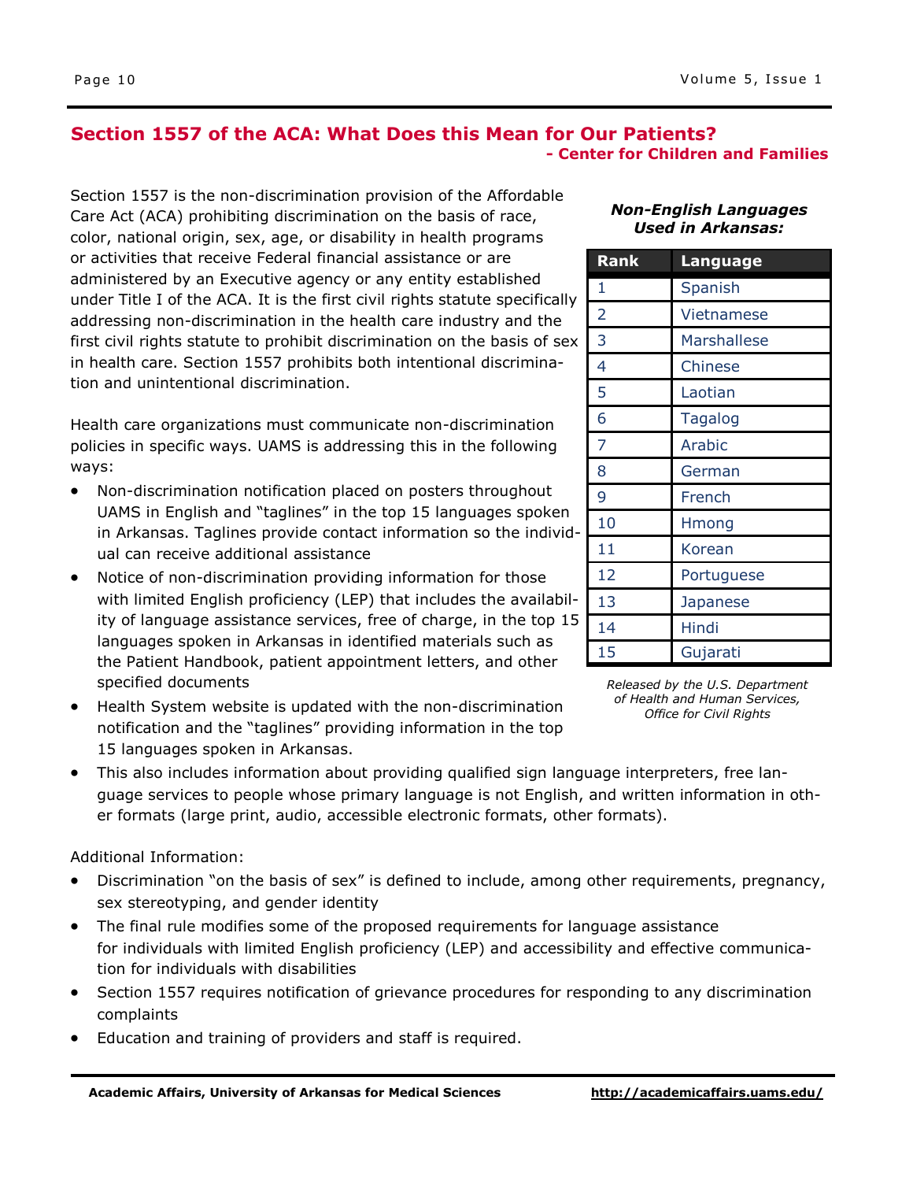## Section 1557 of the ACA: What Does this Mean for Our Patients?

**- Center for Children and Families**

Section 1557 is the non-discrimination provision of the Affordable Care Act (ACA) prohibiting discrimination on the basis of race, color, national origin, sex, age, or disability in health programs or activities that receive Federal financial assistance or are administered by an Executive agency or any entity established under Title I of the ACA. It is the first civil rights statute specifically addressing non-discrimination in the health care industry and the first civil rights statute to prohibit discrimination on the basis of sex in health care. Section 1557 prohibits both intentional discrimination and unintentional discrimination.

Health care organizations must communicate non-discrimination policies in specific ways. UAMS is addressing this in the following ways:

- Non-discrimination notification placed on posters throughout UAMS in English and "taglines" in the top 15 languages spoken in Arkansas. Taglines provide contact information so the individual can receive additional assistance
- Notice of non-discrimination providing information for those with limited English proficiency (LEP) that includes the availability of language assistance services, free of charge, in the top 15 languages spoken in Arkansas in identified materials such as the Patient Handbook, patient appointment letters, and other specified documents
- Health System website is updated with the non-discrimination notification and the "taglines" providing information in the top 15 languages spoken in Arkansas.
- This also includes information about providing qualified sign language interpreters, free language services to people whose primary language is not English, and written information in other formats (large print, audio, accessible electronic formats, other formats).

***Non-English Languages Used in Arkansas:***

| Rank | Language |
|---|---|
| 1 | Spanish |
| 2 | Vietnamese |
| 3 | Marshallese |
| 4 | Chinese |
| 5 | Laotian |
| 6 | Tagalog |
| 7 | Arabic |
| 8 | German |
| 9 | French |
| 10 | Hmong |
| 11 | Korean |
| 12 | Portuguese |
| 13 | Japanese |
| 14 | Hindi |
| 15 | Gujarati |

*Released by the U.S. Department of Health and Human Services, Office for Civil Rights*

Additional Information:

- Discrimination "on the basis of sex" is defined to include, among other requirements, pregnancy, sex stereotyping, and gender identity
- The final rule modifies some of the proposed requirements for language assistance for individuals with limited English proficiency (LEP) and accessibility and effective communication for individuals with disabilities
- Section 1557 requires notification of grievance procedures for responding to any discrimination complaints
- Education and training of providers and staff is required.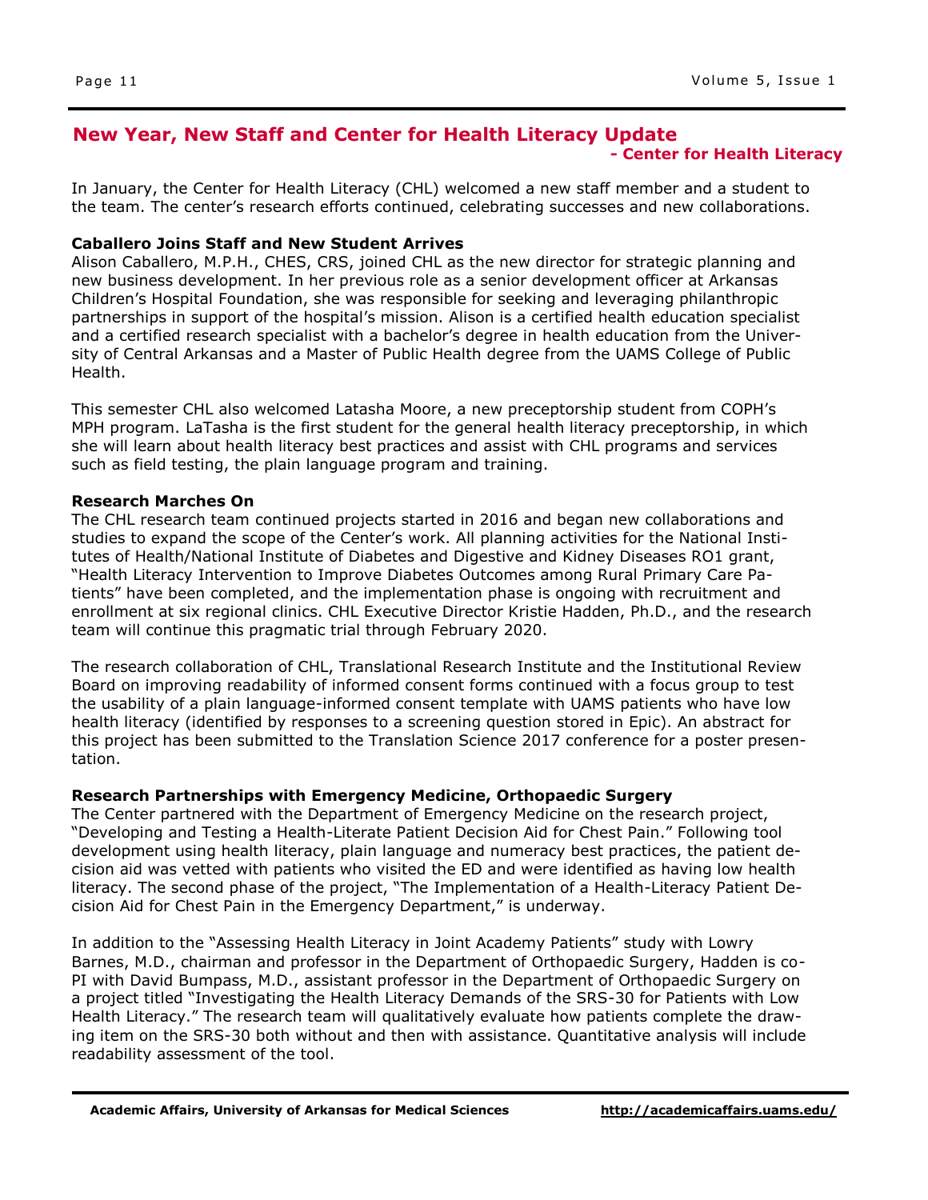## New Year, New Staff and Center for Health Literacy Update

**- Center for Health Literacy**

In January, the Center for Health Literacy (CHL) welcomed a new staff member and a student to the team. The center's research efforts continued, celebrating successes and new collaborations.

**Caballero Joins Staff and New Student Arrives**

Alison Caballero, M.P.H., CHES, CRS, joined CHL as the new director for strategic planning and new business development. In her previous role as a senior development officer at Arkansas Children's Hospital Foundation, she was responsible for seeking and leveraging philanthropic partnerships in support of the hospital's mission. Alison is a certified health education specialist and a certified research specialist with a bachelor's degree in health education from the University of Central Arkansas and a Master of Public Health degree from the UAMS College of Public Health.

This semester CHL also welcomed Latasha Moore, a new preceptorship student from COPH's MPH program. LaTasha is the first student for the general health literacy preceptorship, in which she will learn about health literacy best practices and assist with CHL programs and services such as field testing, the plain language program and training.

**Research Marches On**

The CHL research team continued projects started in 2016 and began new collaborations and studies to expand the scope of the Center's work. All planning activities for the National Institutes of Health/National Institute of Diabetes and Digestive and Kidney Diseases RO1 grant, "Health Literacy Intervention to Improve Diabetes Outcomes among Rural Primary Care Patients" have been completed, and the implementation phase is ongoing with recruitment and enrollment at six regional clinics. CHL Executive Director Kristie Hadden, Ph.D., and the research team will continue this pragmatic trial through February 2020.

The research collaboration of CHL, Translational Research Institute and the Institutional Review Board on improving readability of informed consent forms continued with a focus group to test the usability of a plain language-informed consent template with UAMS patients who have low health literacy (identified by responses to a screening question stored in Epic). An abstract for this project has been submitted to the Translation Science 2017 conference for a poster presentation.

**Research Partnerships with Emergency Medicine, Orthopaedic Surgery**

The Center partnered with the Department of Emergency Medicine on the research project, "Developing and Testing a Health-Literate Patient Decision Aid for Chest Pain." Following tool development using health literacy, plain language and numeracy best practices, the patient decision aid was vetted with patients who visited the ED and were identified as having low health literacy. The second phase of the project, "The Implementation of a Health-Literacy Patient Decision Aid for Chest Pain in the Emergency Department," is underway.

In addition to the "Assessing Health Literacy in Joint Academy Patients" study with Lowry Barnes, M.D., chairman and professor in the Department of Orthopaedic Surgery, Hadden is co-PI with David Bumpass, M.D., assistant professor in the Department of Orthopaedic Surgery on a project titled "Investigating the Health Literacy Demands of the SRS-30 for Patients with Low Health Literacy." The research team will qualitatively evaluate how patients complete the drawing item on the SRS-30 both without and then with assistance. Quantitative analysis will include readability assessment of the tool.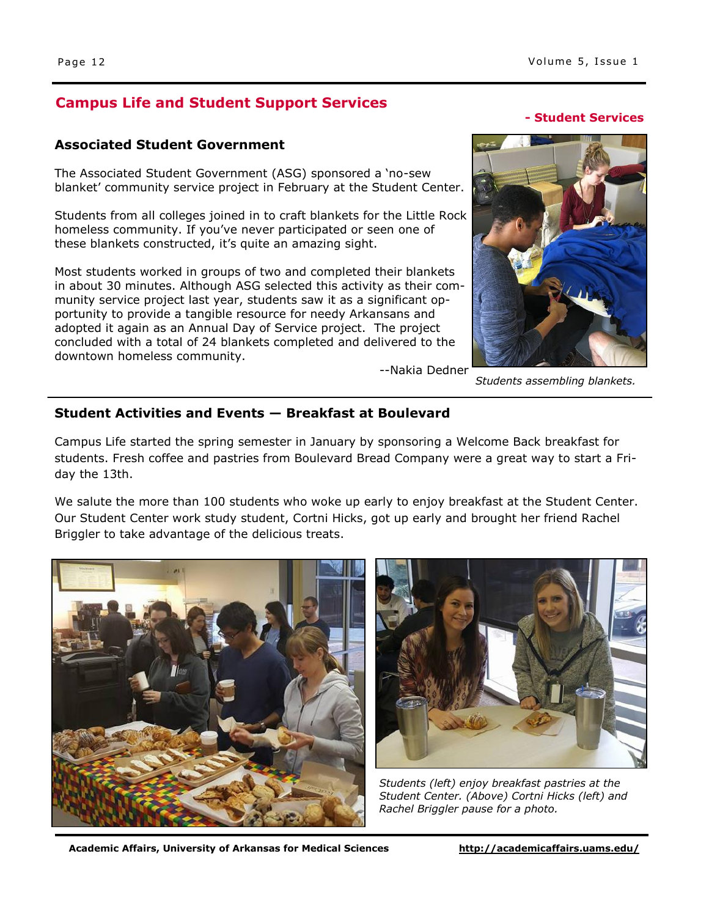## Campus Life and Student Support Services

**- Student Services**

### Associated Student Government

The Associated Student Government (ASG) sponsored a 'no-sew blanket' community service project in February at the Student Center.

Students from all colleges joined in to craft blankets for the Little Rock homeless community. If you've never participated or seen one of these blankets constructed, it's quite an amazing sight.

Most students worked in groups of two and completed their blankets in about 30 minutes. Although ASG selected this activity as their community service project last year, students saw it as a significant opportunity to provide a tangible resource for needy Arkansans and adopted it again as an Annual Day of Service project. The project concluded with a total of 24 blankets completed and delivered to the downtown homeless community.

--Nakia Dedner

*Students assembling blankets.*

### Student Activities and Events — Breakfast at Boulevard

Campus Life started the spring semester in January by sponsoring a Welcome Back breakfast for students. Fresh coffee and pastries from Boulevard Bread Company were a great way to start a Friday the 13th.

We salute the more than 100 students who woke up early to enjoy breakfast at the Student Center. Our Student Center work study student, Cortni Hicks, got up early and brought her friend Rachel Briggler to take advantage of the delicious treats.

*Students (left) enjoy breakfast pastries at the Student Center. (Above) Cortni Hicks (left) and Rachel Briggler pause for a photo.*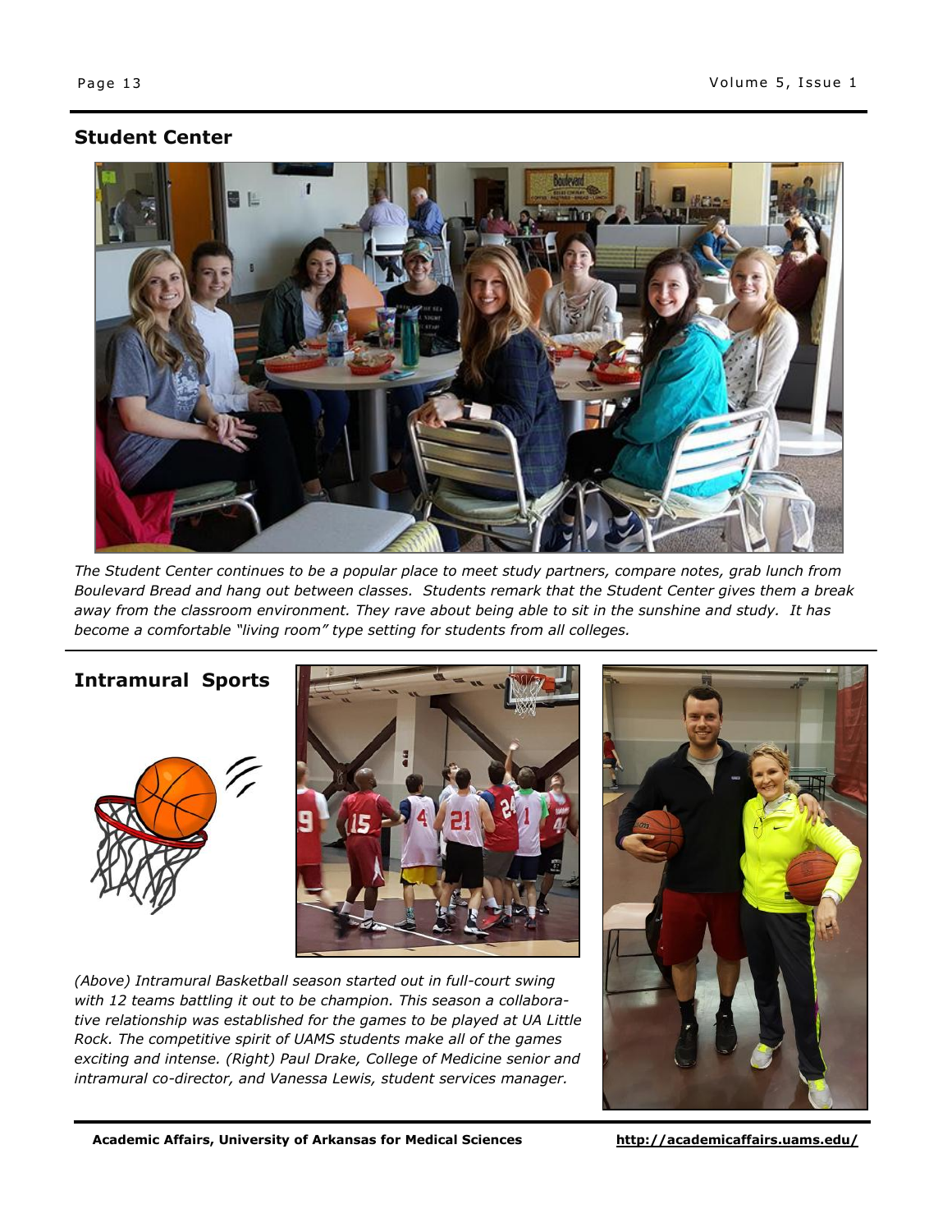## Student Center

*The Student Center continues to be a popular place to meet study partners, compare notes, grab lunch from Boulevard Bread and hang out between classes. Students remark that the Student Center gives them a break away from the classroom environment. They rave about being able to sit in the sunshine and study. It has become a comfortable "living room" type setting for students from all colleges.*

## Intramural Sports

*(Above) Intramural Basketball season started out in full-court swing with 12 teams battling it out to be champion. This season a collaborative relationship was established for the games to be played at UA Little Rock. The competitive spirit of UAMS students make all of the games exciting and intense. (Right) Paul Drake, College of Medicine senior and intramural co-director, and Vanessa Lewis, student services manager.*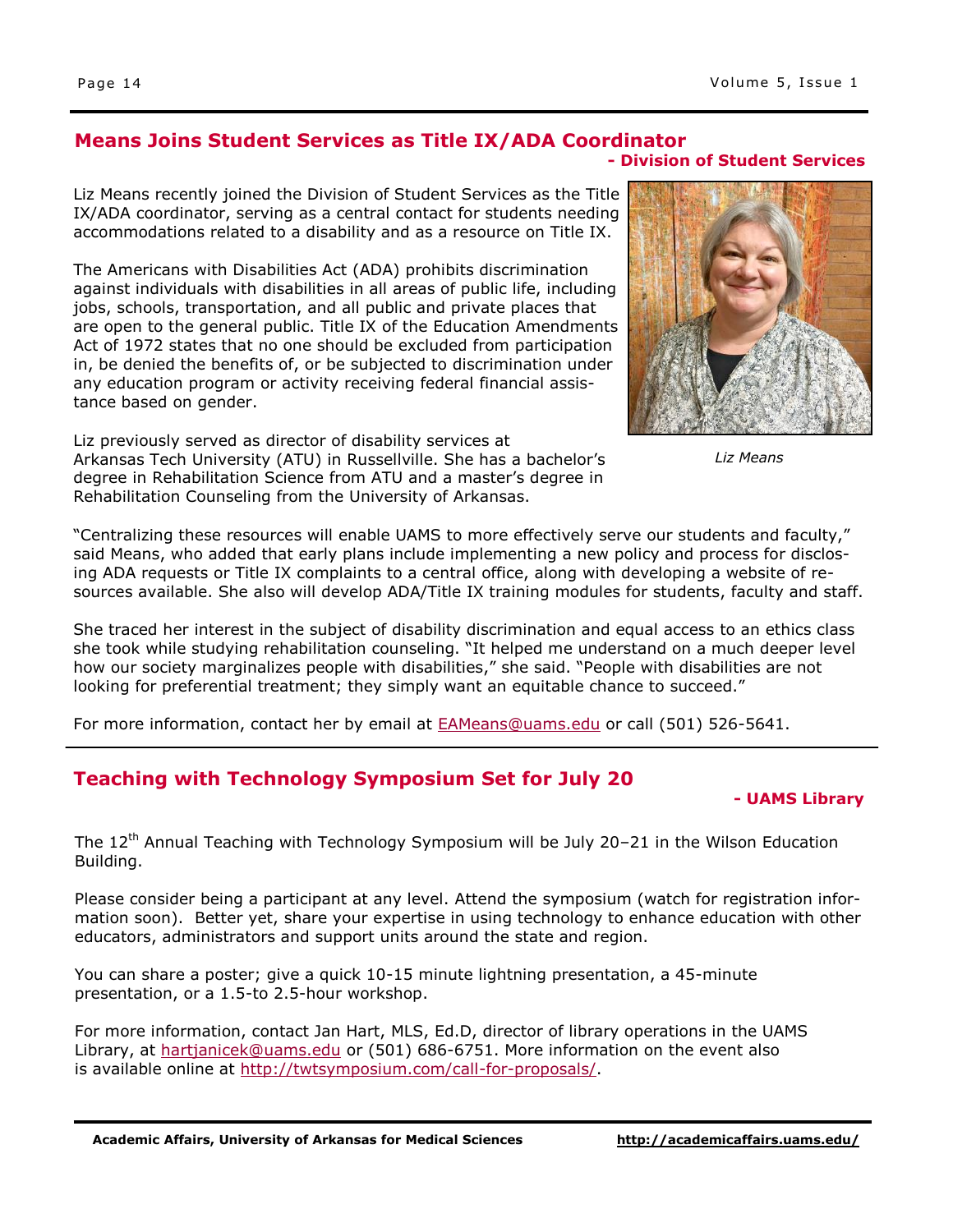## Means Joins Student Services as Title IX/ADA Coordinator

**- Division of Student Services**

Liz Means recently joined the Division of Student Services as the Title IX/ADA coordinator, serving as a central contact for students needing accommodations related to a disability and as a resource on Title IX.

The Americans with Disabilities Act (ADA) prohibits discrimination against individuals with disabilities in all areas of public life, including jobs, schools, transportation, and all public and private places that are open to the general public. Title IX of the Education Amendments Act of 1972 states that no one should be excluded from participation in, be denied the benefits of, or be subjected to discrimination under any education program or activity receiving federal financial assistance based on gender.

Liz previously served as director of disability services at Arkansas Tech University (ATU) in Russellville. She has a bachelor's degree in Rehabilitation Science from ATU and a master's degree in Rehabilitation Counseling from the University of Arkansas.

*Liz Means*

"Centralizing these resources will enable UAMS to more effectively serve our students and faculty," said Means, who added that early plans include implementing a new policy and process for disclosing ADA requests or Title IX complaints to a central office, along with developing a website of resources available. She also will develop ADA/Title IX training modules for students, faculty and staff.

She traced her interest in the subject of disability discrimination and equal access to an ethics class she took while studying rehabilitation counseling. "It helped me understand on a much deeper level how our society marginalizes people with disabilities," she said. "People with disabilities are not looking for preferential treatment; they simply want an equitable chance to succeed."

For more information, contact her by email at EAMeans@uams.edu or call (501) 526-5641.

## Teaching with Technology Symposium Set for July 20

**- UAMS Library**

The 12th Annual Teaching with Technology Symposium will be July 20–21 in the Wilson Education Building.

Please consider being a participant at any level. Attend the symposium (watch for registration information soon). Better yet, share your expertise in using technology to enhance education with other educators, administrators and support units around the state and region.

You can share a poster; give a quick 10-15 minute lightning presentation, a 45-minute presentation, or a 1.5-to 2.5-hour workshop.

For more information, contact Jan Hart, MLS, Ed.D, director of library operations in the UAMS Library, at hartjanicek@uams.edu or (501) 686-6751. More information on the event also is available online at http://twtsymposium.com/call-for-proposals/.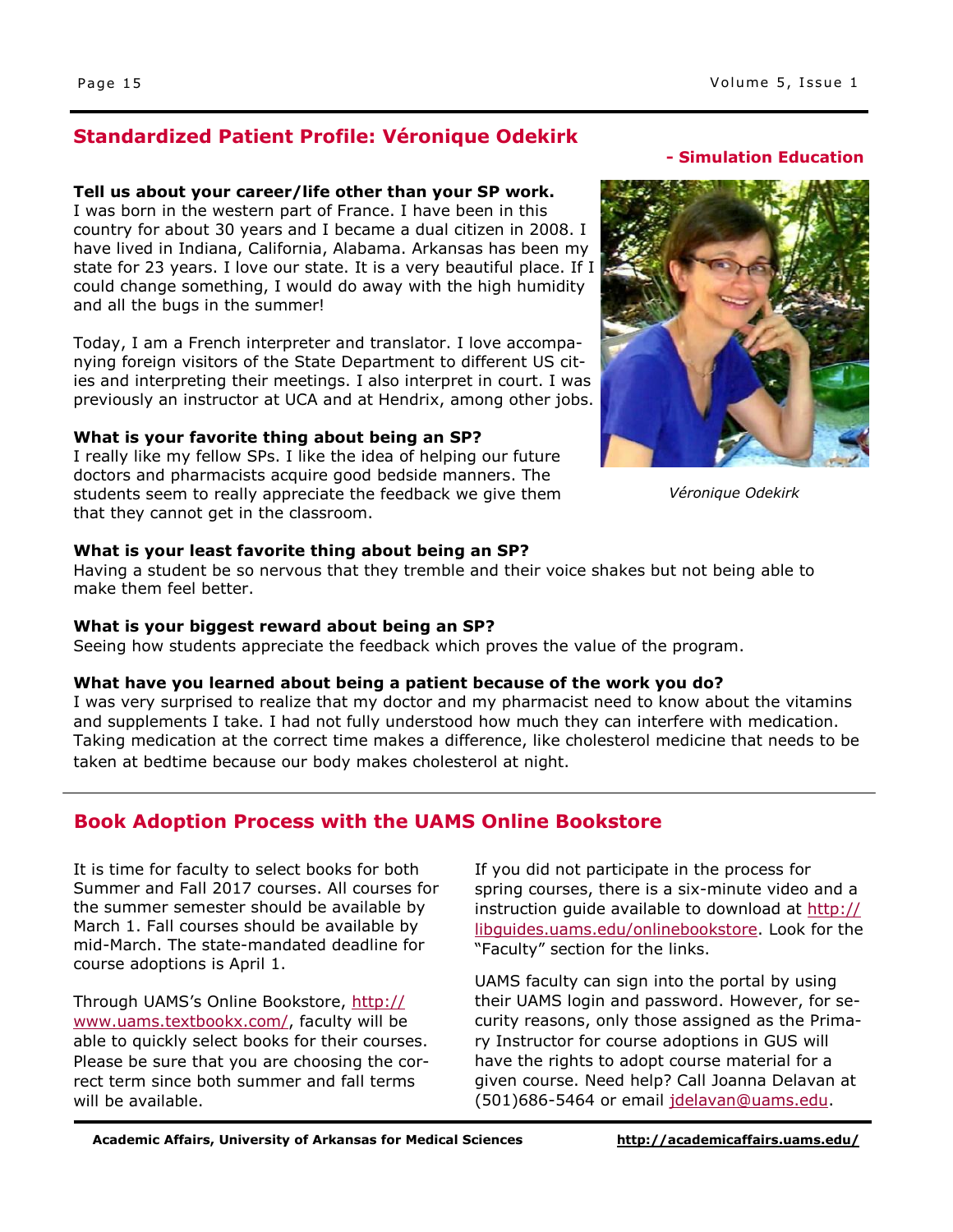## Standardized Patient Profile: Véronique Odekirk

**- Simulation Education**

**Tell us about your career/life other than your SP work.**
I was born in the western part of France. I have been in this country for about 30 years and I became a dual citizen in 2008. I have lived in Indiana, California, Alabama. Arkansas has been my state for 23 years. I love our state. It is a very beautiful place. If I could change something, I would do away with the high humidity and all the bugs in the summer!

Today, I am a French interpreter and translator. I love accompanying foreign visitors of the State Department to different US cities and interpreting their meetings. I also interpret in court. I was previously an instructor at UCA and at Hendrix, among other jobs.

*Véronique Odekirk*

**What is your favorite thing about being an SP?**
I really like my fellow SPs. I like the idea of helping our future doctors and pharmacists acquire good bedside manners. The students seem to really appreciate the feedback we give them that they cannot get in the classroom.

**What is your least favorite thing about being an SP?**
Having a student be so nervous that they tremble and their voice shakes but not being able to make them feel better.

**What is your biggest reward about being an SP?**
Seeing how students appreciate the feedback which proves the value of the program.

**What have you learned about being a patient because of the work you do?**
I was very surprised to realize that my doctor and my pharmacist need to know about the vitamins and supplements I take. I had not fully understood how much they can interfere with medication. Taking medication at the correct time makes a difference, like cholesterol medicine that needs to be taken at bedtime because our body makes cholesterol at night.

## Book Adoption Process with the UAMS Online Bookstore

It is time for faculty to select books for both Summer and Fall 2017 courses. All courses for the summer semester should be available by March 1. Fall courses should be available by mid-March. The state-mandated deadline for course adoptions is April 1.

Through UAMS's Online Bookstore, http://www.uams.textbookx.com/, faculty will be able to quickly select books for their courses. Please be sure that you are choosing the correct term since both summer and fall terms will be available.

If you did not participate in the process for spring courses, there is a six-minute video and a instruction guide available to download at http://libguides.uams.edu/onlinebookstore. Look for the "Faculty" section for the links.

UAMS faculty can sign into the portal by using their UAMS login and password. However, for security reasons, only those assigned as the Primary Instructor for course adoptions in GUS will have the rights to adopt course material for a given course. Need help? Call Joanna Delavan at (501)686-5464 or email jdelavan@uams.edu.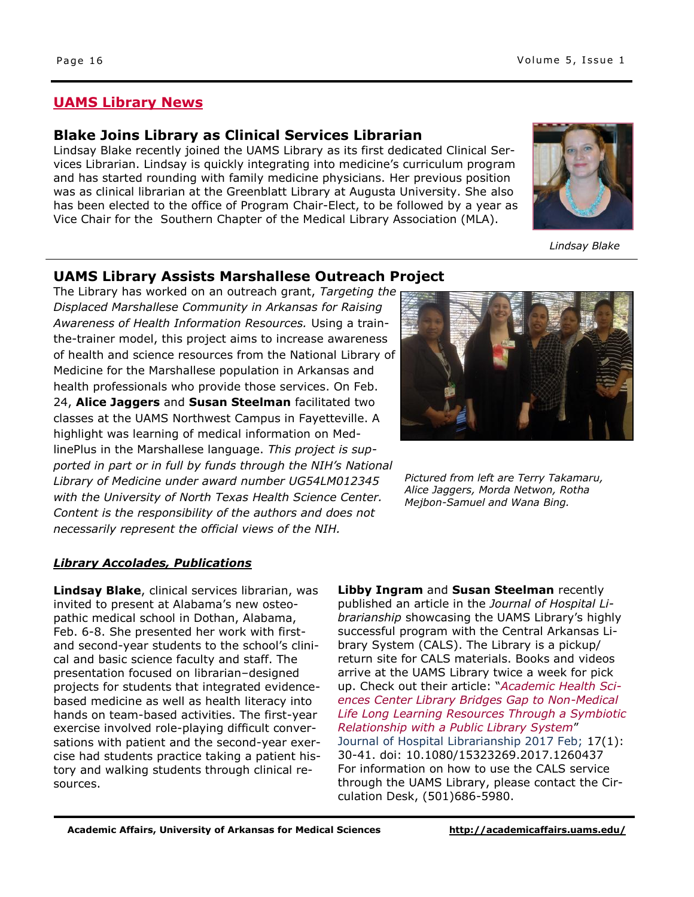## UAMS Library News

### Blake Joins Library as Clinical Services Librarian

Lindsay Blake recently joined the UAMS Library as its first dedicated Clinical Services Librarian. Lindsay is quickly integrating into medicine's curriculum program and has started rounding with family medicine physicians. Her previous position was as clinical librarian at the Greenblatt Library at Augusta University. She also has been elected to the office of Program Chair-Elect, to be followed by a year as Vice Chair for the Southern Chapter of the Medical Library Association (MLA).

*Lindsay Blake*

### UAMS Library Assists Marshallese Outreach Project

The Library has worked on an outreach grant, *Targeting the Displaced Marshallese Community in Arkansas for Raising Awareness of Health Information Resources.* Using a train-the-trainer model, this project aims to increase awareness of health and science resources from the National Library of Medicine for the Marshallese population in Arkansas and health professionals who provide those services. On Feb. 24, **Alice Jaggers** and **Susan Steelman** facilitated two classes at the UAMS Northwest Campus in Fayetteville. A highlight was learning of medical information on MedlinePlus in the Marshallese language. *This project is supported in part or in full by funds through the NIH's National Library of Medicine under award number UG54LM012345 with the University of North Texas Health Science Center. Content is the responsibility of the authors and does not necessarily represent the official views of the NIH.*

*Pictured from left are Terry Takamaru, Alice Jaggers, Morda Netwon, Rotha Mejbon-Samuel and Wana Bing.*

### *Library Accolades, Publications*

**Lindsay Blake**, clinical services librarian, was invited to present at Alabama's new osteopathic medical school in Dothan, Alabama, Feb. 6-8. She presented her work with first- and second-year students to the school's clinical and basic science faculty and staff. The presentation focused on librarian–designed projects for students that integrated evidence-based medicine as well as health literacy into hands on team-based activities. The first-year exercise involved role-playing difficult conversations with patient and the second-year exercise had students practice taking a patient history and walking students through clinical resources.

**Libby Ingram** and **Susan Steelman** recently published an article in the *Journal of Hospital Librarianship* showcasing the UAMS Library's highly successful program with the Central Arkansas Library System (CALS). The Library is a pickup/return site for CALS materials. Books and videos arrive at the UAMS Library twice a week for pick up. Check out their article: "*Academic Health Sciences Center Library Bridges Gap to Non-Medical Life Long Learning Resources Through a Symbiotic Relationship with a Public Library System*" Journal of Hospital Librarianship 2017 Feb; 17(1): 30-41. doi: 10.1080/15323269.2017.1260437 For information on how to use the CALS service through the UAMS Library, please contact the Circulation Desk, (501)686-5980.